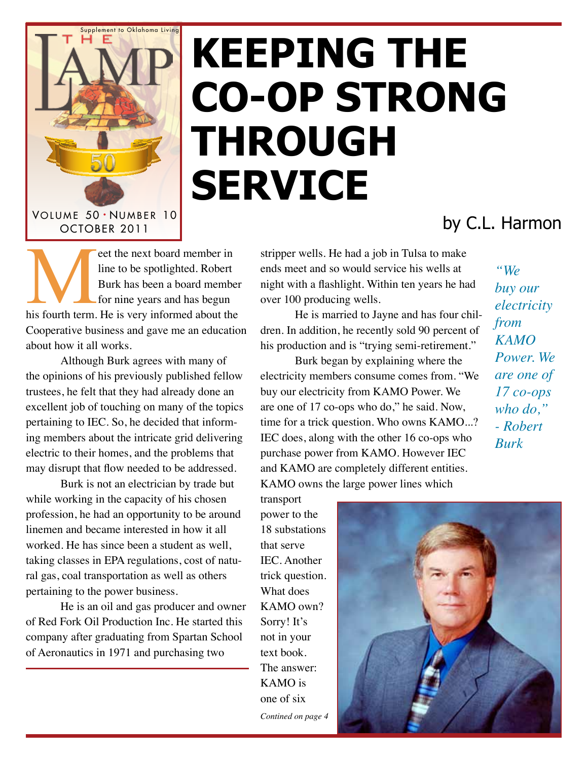Supplement to Oklahoma Living

THE LAMP

Volume 50 · Number 10
October 2011

# KEEPING THE CO-OP STRONG THROUGH SERVICE

by C.L. Harmon

Meet the next board member in line to be spotlighted. Robert Burk has been a board member for nine years and has begun his fourth term. He is very informed about the Cooperative business and gave me an education about how it all works.

Although Burk agrees with many of the opinions of his previously published fellow trustees, he felt that they had already done an excellent job of touching on many of the topics pertaining to IEC. So, he decided that informing members about the intricate grid delivering electric to their homes, and the problems that may disrupt that flow needed to be addressed.

Burk is not an electrician by trade but while working in the capacity of his chosen profession, he had an opportunity to be around linemen and became interested in how it all worked. He has since been a student as well, taking classes in EPA regulations, cost of natural gas, coal transportation as well as others pertaining to the power business.

He is an oil and gas producer and owner of Red Fork Oil Production Inc. He started this company after graduating from Spartan School of Aeronautics in 1971 and purchasing two stripper wells. He had a job in Tulsa to make ends meet and so would service his wells at night with a flashlight. Within ten years he had over 100 producing wells.

He is married to Jayne and has four children. In addition, he recently sold 90 percent of his production and is "trying semi-retirement."

Burk began by explaining where the electricity members consume comes from. "We buy our electricity from KAMO Power. We are one of 17 co-ops who do," he said. Now, time for a trick question. Who owns KAMO...? IEC does, along with the other 16 co-ops who purchase power from KAMO. However IEC and KAMO are completely different entities. KAMO owns the large power lines which transport power to the 18 substations that serve IEC. Another trick question. What does KAMO own? Sorry! It's not in your text book. The answer: KAMO is one of six

*Contined on page 4*

*"We buy our electricity from KAMO Power. We are one of 17 co-ops who do," - Robert Burk*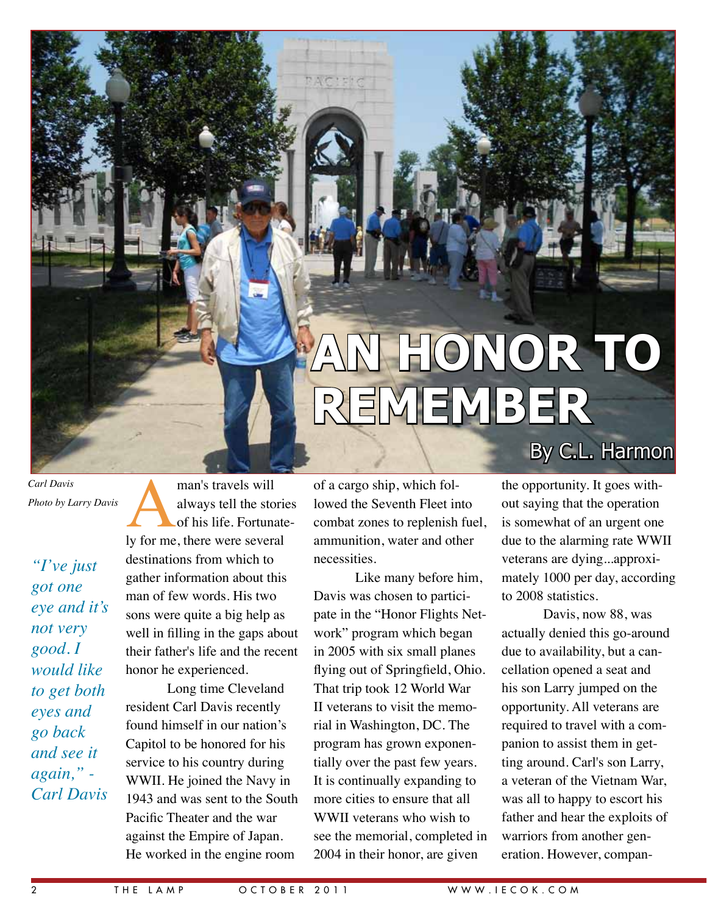# AN HONOR TO REMEMBER

By C.L. Harmon

*Carl Davis*
*Photo by Larry Davis*

*"I've just got one eye and it's not very good. I would like to get both eyes and go back and see it again," - Carl Davis*

A man's travels will always tell the stories of his life. Fortunately for me, there were several destinations from which to gather information about this man of few words. His two sons were quite a big help as well in filling in the gaps about their father's life and the recent honor he experienced.

Long time Cleveland resident Carl Davis recently found himself in our nation's Capitol to be honored for his service to his country during WWII. He joined the Navy in 1943 and was sent to the South Pacific Theater and the war against the Empire of Japan. He worked in the engine room of a cargo ship, which followed the Seventh Fleet into combat zones to replenish fuel, ammunition, water and other necessities.

Like many before him, Davis was chosen to participate in the "Honor Flights Network" program which began in 2005 with six small planes flying out of Springfield, Ohio. That trip took 12 World War II veterans to visit the memorial in Washington, DC. The program has grown exponentially over the past few years. It is continually expanding to more cities to ensure that all WWII veterans who wish to see the memorial, completed in 2004 in their honor, are given the opportunity. It goes without saying that the operation is somewhat of an urgent one due to the alarming rate WWII veterans are dying...approximately 1000 per day, according to 2008 statistics.

Davis, now 88, was actually denied this go-around due to availability, but a cancellation opened a seat and his son Larry jumped on the opportunity. All veterans are required to travel with a companion to assist them in getting around. Carl's son Larry, a veteran of the Vietnam War, was all to happy to escort his father and hear the exploits of warriors from another generation. However, compan-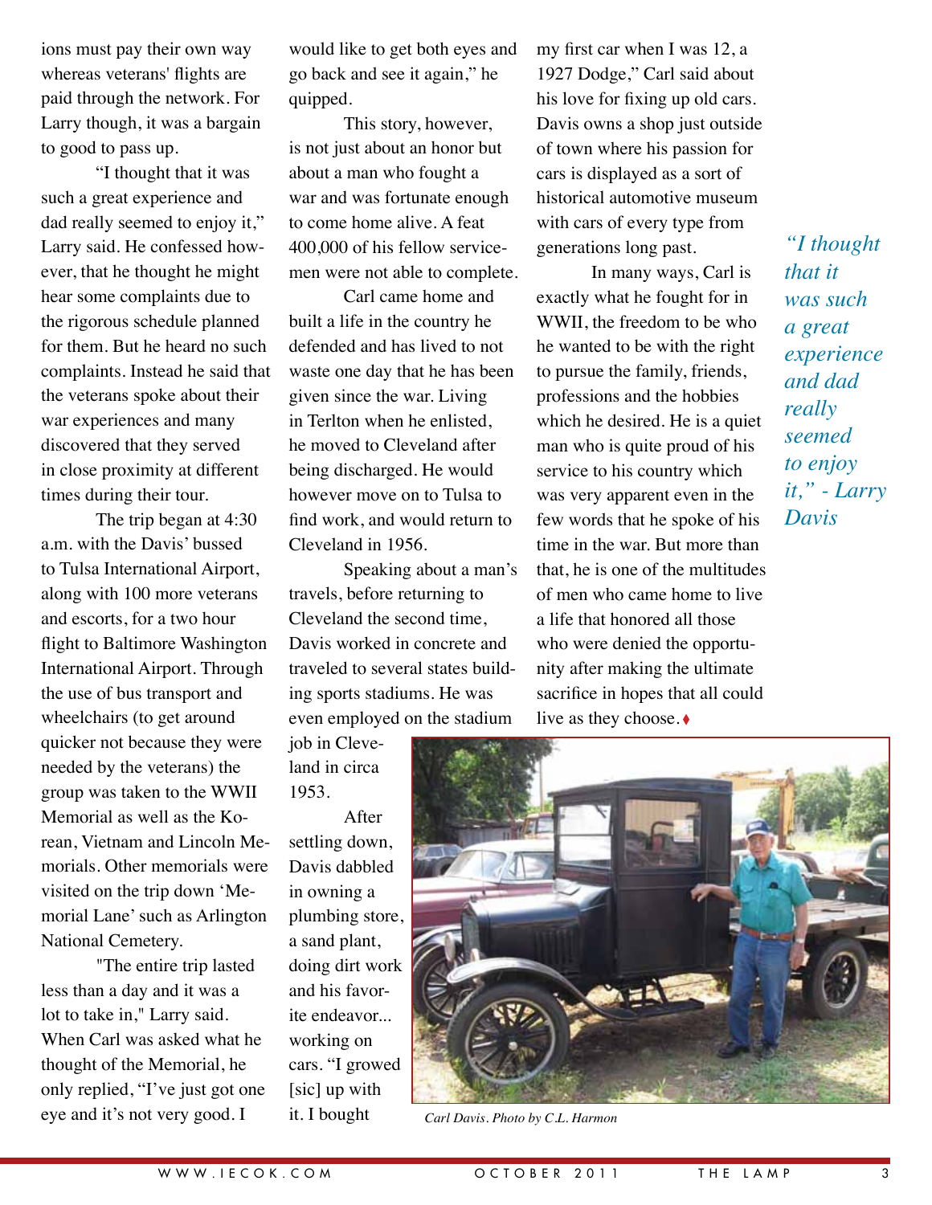ions must pay their own way whereas veterans' flights are paid through the network. For Larry though, it was a bargain to good to pass up.

"I thought that it was such a great experience and dad really seemed to enjoy it," Larry said. He confessed however, that he thought he might hear some complaints due to the rigorous schedule planned for them. But he heard no such complaints. Instead he said that the veterans spoke about their war experiences and many discovered that they served in close proximity at different times during their tour.

The trip began at 4:30 a.m. with the Davis' bussed to Tulsa International Airport, along with 100 more veterans and escorts, for a two hour flight to Baltimore Washington International Airport. Through the use of bus transport and wheelchairs (to get around quicker not because they were needed by the veterans) the group was taken to the WWII Memorial as well as the Korean, Vietnam and Lincoln Memorials. Other memorials were visited on the trip down 'Memorial Lane' such as Arlington National Cemetery.

"The entire trip lasted less than a day and it was a lot to take in," Larry said. When Carl was asked what he thought of the Memorial, he only replied, "I've just got one eye and it's not very good. I would like to get both eyes and go back and see it again," he quipped.

This story, however, is not just about an honor but about a man who fought a war and was fortunate enough to come home alive. A feat 400,000 of his fellow servicemen were not able to complete.

Carl came home and built a life in the country he defended and has lived to not waste one day that he has been given since the war. Living in Terlton when he enlisted, he moved to Cleveland after being discharged. He would however move on to Tulsa to find work, and would return to Cleveland in 1956.

Speaking about a man's travels, before returning to Cleveland the second time, Davis worked in concrete and traveled to several states building sports stadiums. He was even employed on the stadium job in Cleveland in circa 1953.

After settling down, Davis dabbled in owning a plumbing store, a sand plant, doing dirt work and his favorite endeavor... working on cars. "I growed [sic] up with it. I bought my first car when I was 12, a 1927 Dodge," Carl said about his love for fixing up old cars. Davis owns a shop just outside of town where his passion for cars is displayed as a sort of historical automotive museum with cars of every type from generations long past.

In many ways, Carl is exactly what he fought for in WWII, the freedom to be who he wanted to be with the right to pursue the family, friends, professions and the hobbies which he desired. He is a quiet man who is quite proud of his service to his country which was very apparent even in the few words that he spoke of his time in the war. But more than that, he is one of the multitudes of men who came home to live a life that honored all those who were denied the opportunity after making the ultimate sacrifice in hopes that all could live as they choose. ♦

*"I thought that it was such a great experience and dad really seemed to enjoy it," - Larry Davis*

*Carl Davis. Photo by C.L. Harmon*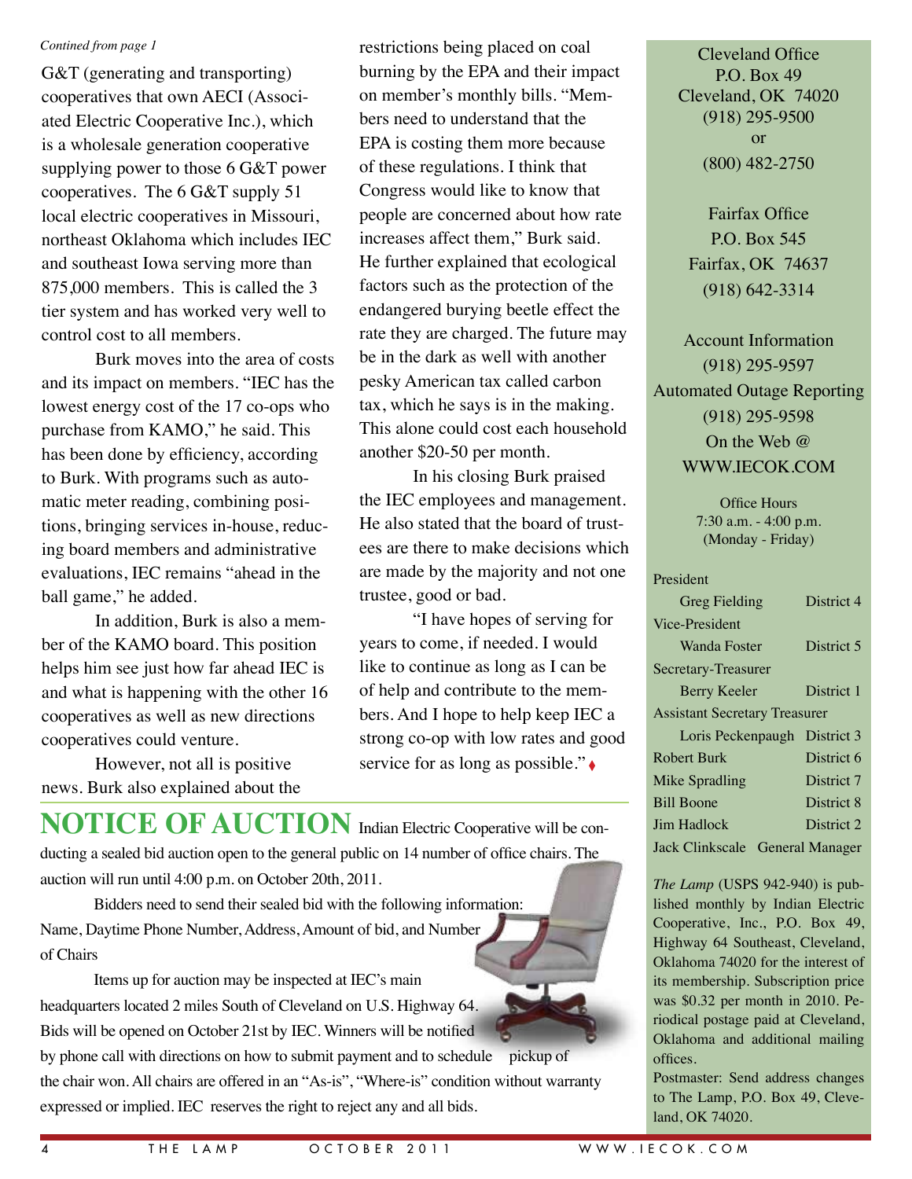*Contined from page 1*

G&T (generating and transporting) cooperatives that own AECI (Associated Electric Cooperative Inc.), which is a wholesale generation cooperative supplying power to those 6 G&T power cooperatives. The 6 G&T supply 51 local electric cooperatives in Missouri, northeast Oklahoma which includes IEC and southeast Iowa serving more than 875,000 members. This is called the 3 tier system and has worked very well to control cost to all members.

Burk moves into the area of costs and its impact on members. "IEC has the lowest energy cost of the 17 co-ops who purchase from KAMO," he said. This has been done by efficiency, according to Burk. With programs such as automatic meter reading, combining positions, bringing services in-house, reducing board members and administrative evaluations, IEC remains "ahead in the ball game," he added.

In addition, Burk is also a member of the KAMO board. This position helps him see just how far ahead IEC is and what is happening with the other 16 cooperatives as well as new directions cooperatives could venture.

However, not all is positive news. Burk also explained about the restrictions being placed on coal burning by the EPA and their impact on member's monthly bills. "Members need to understand that the EPA is costing them more because of these regulations. I think that Congress would like to know that people are concerned about how rate increases affect them," Burk said. He further explained that ecological factors such as the protection of the endangered burying beetle effect the rate they are charged. The future may be in the dark as well with another pesky American tax called carbon tax, which he says is in the making. This alone could cost each household another $20-50 per month.

In his closing Burk praised the IEC employees and management. He also stated that the board of trustees are there to make decisions which are made by the majority and not one trustee, good or bad.

"I have hopes of serving for years to come, if needed. I would like to continue as long as I can be of help and contribute to the members. And I hope to help keep IEC a strong co-op with low rates and good service for as long as possible." ♦

## NOTICE OF AUCTION

Indian Electric Cooperative will be conducting a sealed bid auction open to the general public on 14 number of office chairs. The auction will run until 4:00 p.m. on October 20th, 2011.

Bidders need to send their sealed bid with the following information: Name, Daytime Phone Number, Address, Amount of bid, and Number of Chairs

Items up for auction may be inspected at IEC's main headquarters located 2 miles South of Cleveland on U.S. Highway 64. Bids will be opened on October 21st by IEC. Winners will be notified by phone call with directions on how to submit payment and to schedule pickup of the chair won. All chairs are offered in an "As-is", "Where-is" condition without warranty expressed or implied. IEC reserves the right to reject any and all bids.

Cleveland Office
P.O. Box 49
Cleveland, OK 74020
(918) 295-9500
or
(800) 482-2750

Fairfax Office
P.O. Box 545
Fairfax, OK 74637
(918) 642-3314

Account Information
(918) 295-9597
Automated Outage Reporting
(918) 295-9598
On the Web @
WWW.IECOK.COM

Office Hours
7:30 a.m. - 4:00 p.m.
(Monday - Friday)

| | |
|---|---|
| President | |
| Greg Fielding | District 4 |
| Vice-President | |
| Wanda Foster | District 5 |
| Secretary-Treasurer | |
| Berry Keeler | District 1 |
| Assistant Secretary Treasurer | |
| Loris Peckenpaugh | District 3 |
| Robert Burk | District 6 |
| Mike Spradling | District 7 |
| Bill Boone | District 8 |
| Jim Hadlock | District 2 |
| Jack Clinkscale | General Manager |

*The Lamp* (USPS 942-940) is published monthly by Indian Electric Cooperative, Inc., P.O. Box 49, Highway 64 Southeast, Cleveland, Oklahoma 74020 for the interest of its membership. Subscription price was $0.32 per month in 2010. Periodical postage paid at Cleveland, Oklahoma and additional mailing offices.

Postmaster: Send address changes to The Lamp, P.O. Box 49, Cleveland, OK 74020.